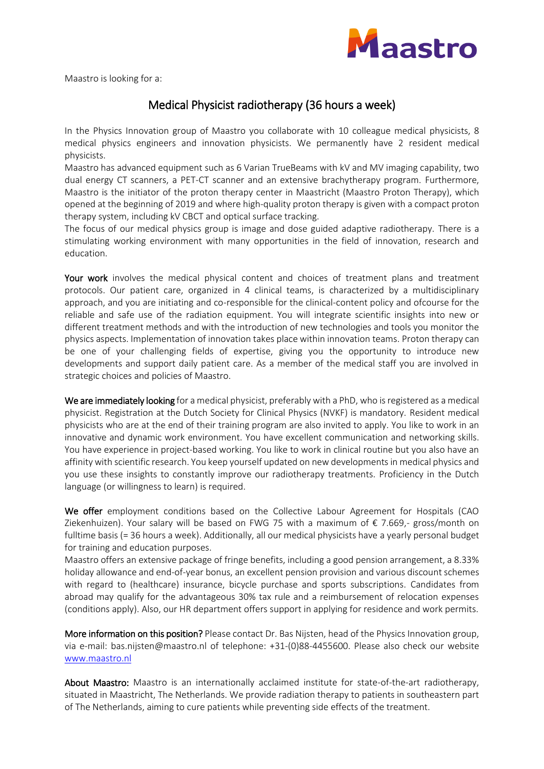Maastro is looking for a:

# Medical Physicist radiotherapy (36 hours a week)

In the Physics Innovation group of Maastro you collaborate with 10 colleague medical physicists, 8 medical physics engineers and innovation physicists. We permanently have 2 resident medical physicists.
Maastro has advanced equipment such as 6 Varian TrueBeams with kV and MV imaging capability, two dual energy CT scanners, a PET-CT scanner and an extensive brachytherapy program. Furthermore, Maastro is the initiator of the proton therapy center in Maastricht (Maastro Proton Therapy), which opened at the beginning of 2019 and where high-quality proton therapy is given with a compact proton therapy system, including kV CBCT and optical surface tracking.
The focus of our medical physics group is image and dose guided adaptive radiotherapy. There is a stimulating working environment with many opportunities in the field of innovation, research and education.

**Your work** involves the medical physical content and choices of treatment plans and treatment protocols. Our patient care, organized in 4 clinical teams, is characterized by a multidisciplinary approach, and you are initiating and co-responsible for the clinical-content policy and ofcourse for the reliable and safe use of the radiation equipment. You will integrate scientific insights into new or different treatment methods and with the introduction of new technologies and tools you monitor the physics aspects. Implementation of innovation takes place within innovation teams. Proton therapy can be one of your challenging fields of expertise, giving you the opportunity to introduce new developments and support daily patient care. As a member of the medical staff you are involved in strategic choices and policies of Maastro.

**We are immediately looking** for a medical physicist, preferably with a PhD, who is registered as a medical physicist. Registration at the Dutch Society for Clinical Physics (NVKF) is mandatory. Resident medical physicists who are at the end of their training program are also invited to apply. You like to work in an innovative and dynamic work environment. You have excellent communication and networking skills. You have experience in project-based working. You like to work in clinical routine but you also have an affinity with scientific research. You keep yourself updated on new developments in medical physics and you use these insights to constantly improve our radiotherapy treatments. Proficiency in the Dutch language (or willingness to learn) is required.

**We offer** employment conditions based on the Collective Labour Agreement for Hospitals (CAO Ziekenhuizen). Your salary will be based on FWG 75 with a maximum of € 7.669,- gross/month on fulltime basis (= 36 hours a week). Additionally, all our medical physicists have a yearly personal budget for training and education purposes.
Maastro offers an extensive package of fringe benefits, including a good pension arrangement, a 8.33% holiday allowance and end-of-year bonus, an excellent pension provision and various discount schemes with regard to (healthcare) insurance, bicycle purchase and sports subscriptions. Candidates from abroad may qualify for the advantageous 30% tax rule and a reimbursement of relocation expenses (conditions apply). Also, our HR department offers support in applying for residence and work permits.

**More information on this position?** Please contact Dr. Bas Nijsten, head of the Physics Innovation group, via e-mail: bas.nijsten@maastro.nl of telephone: +31-(0)88-4455600. Please also check our website [www.maastro.nl](www.maastro.nl)

**About Maastro:** Maastro is an internationally acclaimed institute for state-of-the-art radiotherapy, situated in Maastricht, The Netherlands. We provide radiation therapy to patients in southeastern part of The Netherlands, aiming to cure patients while preventing side effects of the treatment.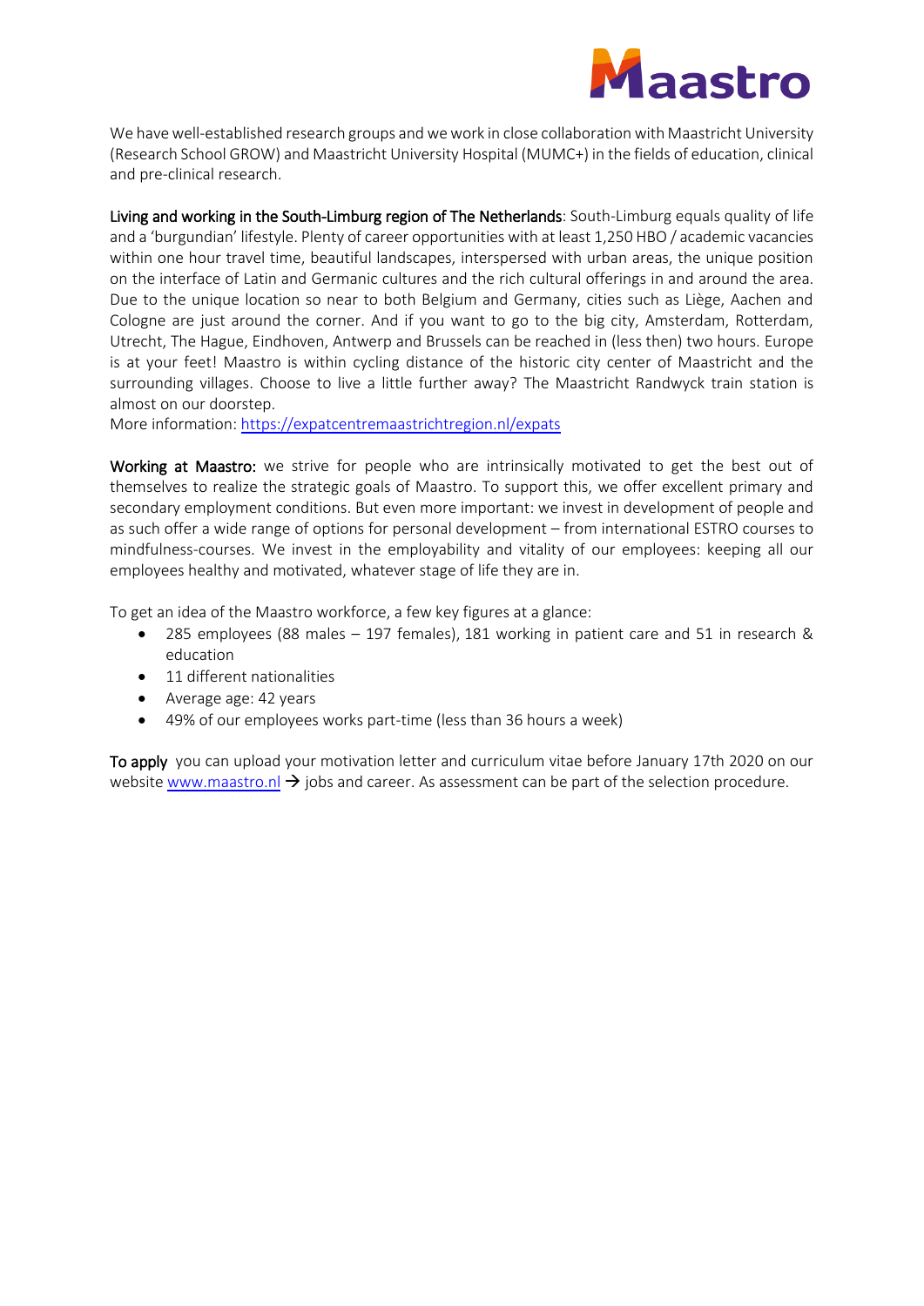We have well-established research groups and we work in close collaboration with Maastricht University (Research School GROW) and Maastricht University Hospital (MUMC+) in the fields of education, clinical and pre-clinical research.

**Living and working in the South-Limburg region of The Netherlands**: South-Limburg equals quality of life and a 'burgundian' lifestyle. Plenty of career opportunities with at least 1,250 HBO / academic vacancies within one hour travel time, beautiful landscapes, interspersed with urban areas, the unique position on the interface of Latin and Germanic cultures and the rich cultural offerings in and around the area. Due to the unique location so near to both Belgium and Germany, cities such as Liège, Aachen and Cologne are just around the corner. And if you want to go to the big city, Amsterdam, Rotterdam, Utrecht, The Hague, Eindhoven, Antwerp and Brussels can be reached in (less then) two hours. Europe is at your feet! Maastro is within cycling distance of the historic city center of Maastricht and the surrounding villages. Choose to live a little further away? The Maastricht Randwyck train station is almost on our doorstep.
More information: https://expatcentremaastrichtregion.nl/expats

**Working at Maastro:** we strive for people who are intrinsically motivated to get the best out of themselves to realize the strategic goals of Maastro. To support this, we offer excellent primary and secondary employment conditions. But even more important: we invest in development of people and as such offer a wide range of options for personal development – from international ESTRO courses to mindfulness-courses. We invest in the employability and vitality of our employees: keeping all our employees healthy and motivated, whatever stage of life they are in.

To get an idea of the Maastro workforce, a few key figures at a glance:

- 285 employees (88 males – 197 females), 181 working in patient care and 51 in research & education
- 11 different nationalities
- Average age: 42 years
- 49% of our employees works part-time (less than 36 hours a week)

**To apply** you can upload your motivation letter and curriculum vitae before January 17th 2020 on our website www.maastro.nl → jobs and career. As assessment can be part of the selection procedure.